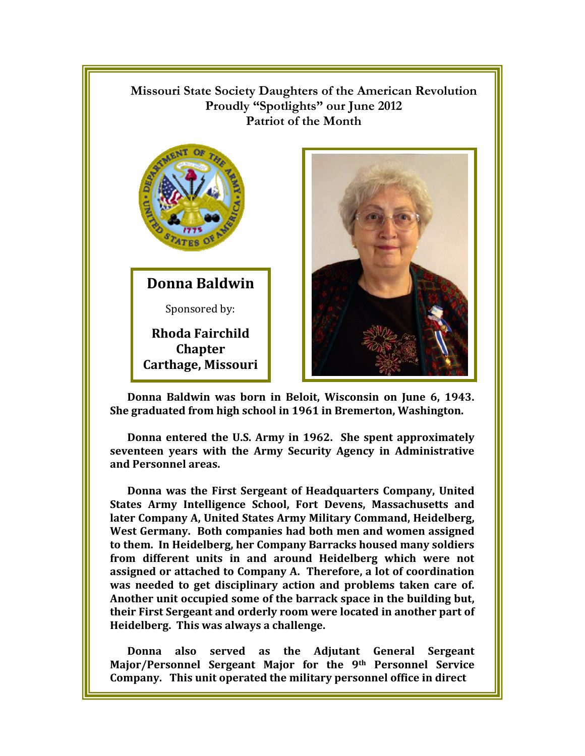**Missouri State Society Daughters of the American Revolution**
**Proudly "Spotlights" our June 2012**
**Patriot of the Month**

## Donna Baldwin

Sponsored by:

**Rhoda Fairchild Chapter**
**Carthage, Missouri**

**Donna Baldwin was born in Beloit, Wisconsin on June 6, 1943. She graduated from high school in 1961 in Bremerton, Washington.**

**Donna entered the U.S. Army in 1962. She spent approximately seventeen years with the Army Security Agency in Administrative and Personnel areas.**

**Donna was the First Sergeant of Headquarters Company, United States Army Intelligence School, Fort Devens, Massachusetts and later Company A, United States Army Military Command, Heidelberg, West Germany. Both companies had both men and women assigned to them. In Heidelberg, her Company Barracks housed many soldiers from different units in and around Heidelberg which were not assigned or attached to Company A. Therefore, a lot of coordination was needed to get disciplinary action and problems taken care of. Another unit occupied some of the barrack space in the building but, their First Sergeant and orderly room were located in another part of Heidelberg. This was always a challenge.**

**Donna also served as the Adjutant General Sergeant Major/Personnel Sergeant Major for the 9th Personnel Service Company. This unit operated the military personnel office in direct**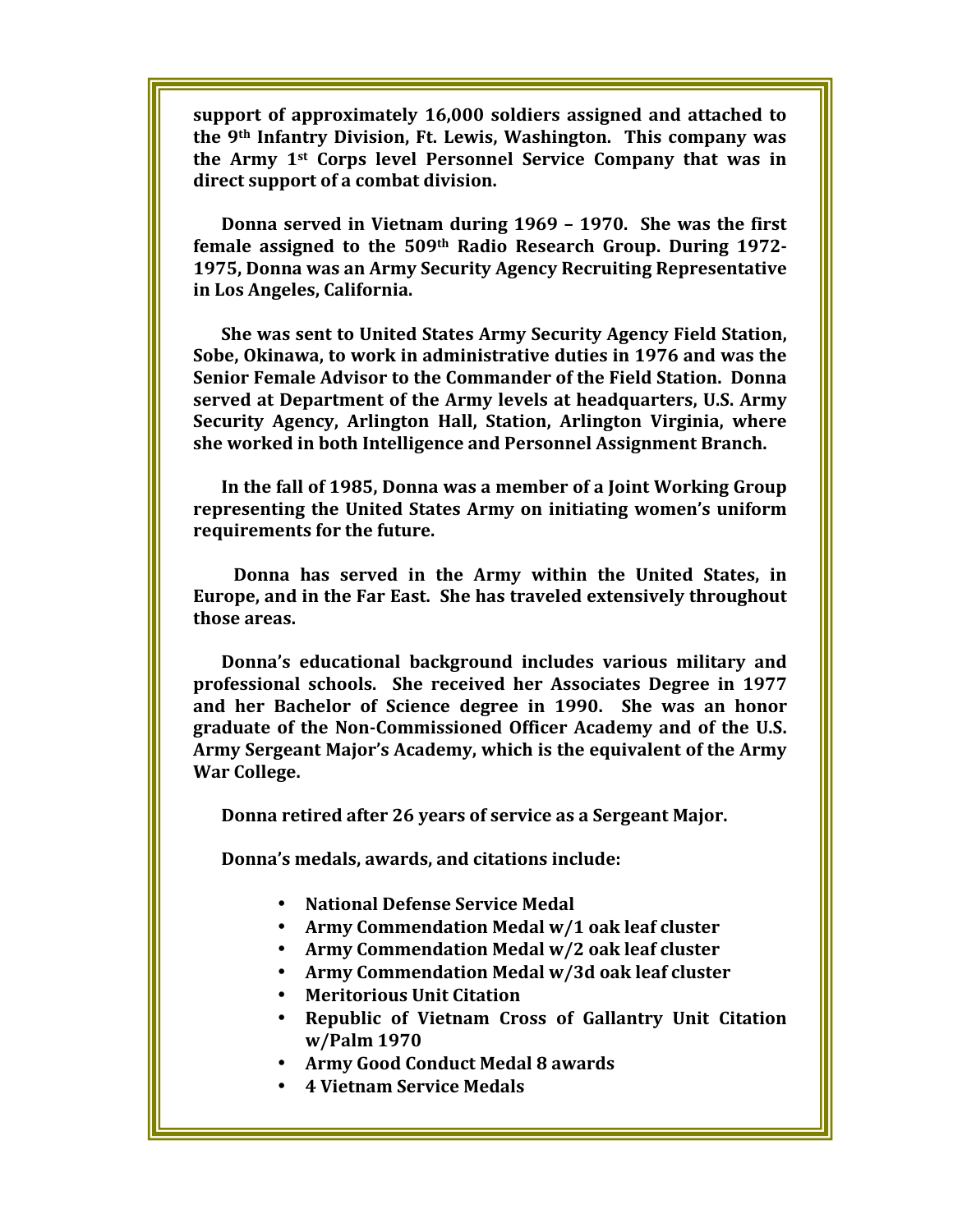**support of approximately 16,000 soldiers assigned and attached to the 9th Infantry Division, Ft. Lewis, Washington. This company was the Army 1st Corps level Personnel Service Company that was in direct support of a combat division.**

**Donna served in Vietnam during 1969 – 1970. She was the first female assigned to the 509th Radio Research Group. During 1972-1975, Donna was an Army Security Agency Recruiting Representative in Los Angeles, California.**

**She was sent to United States Army Security Agency Field Station, Sobe, Okinawa, to work in administrative duties in 1976 and was the Senior Female Advisor to the Commander of the Field Station. Donna served at Department of the Army levels at headquarters, U.S. Army Security Agency, Arlington Hall, Station, Arlington Virginia, where she worked in both Intelligence and Personnel Assignment Branch.**

**In the fall of 1985, Donna was a member of a Joint Working Group representing the United States Army on initiating women's uniform requirements for the future.**

**Donna has served in the Army within the United States, in Europe, and in the Far East. She has traveled extensively throughout those areas.**

**Donna's educational background includes various military and professional schools. She received her Associates Degree in 1977 and her Bachelor of Science degree in 1990. She was an honor graduate of the Non-Commissioned Officer Academy and of the U.S. Army Sergeant Major's Academy, which is the equivalent of the Army War College.**

**Donna retired after 26 years of service as a Sergeant Major.**

**Donna's medals, awards, and citations include:**

- **National Defense Service Medal**
- **Army Commendation Medal w/1 oak leaf cluster**
- **Army Commendation Medal w/2 oak leaf cluster**
- **Army Commendation Medal w/3d oak leaf cluster**
- **Meritorious Unit Citation**
- **Republic of Vietnam Cross of Gallantry Unit Citation w/Palm 1970**
- **Army Good Conduct Medal 8 awards**
- **4 Vietnam Service Medals**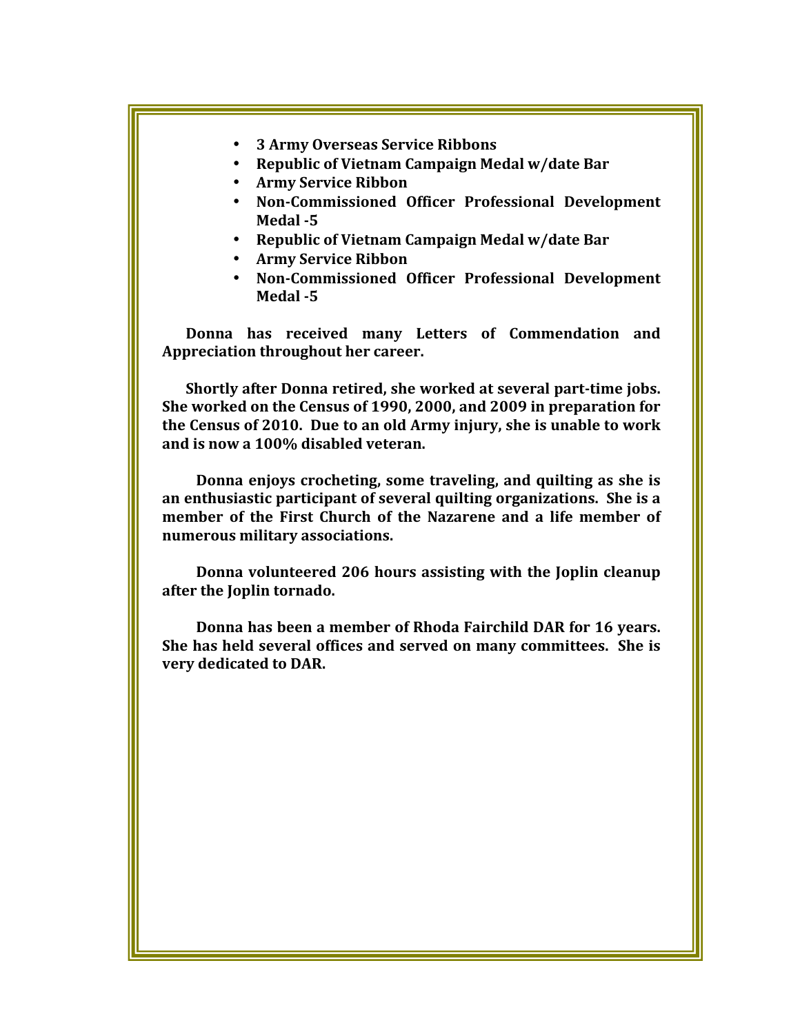- **3 Army Overseas Service Ribbons**
- **Republic of Vietnam Campaign Medal w/date Bar**
- **Army Service Ribbon**
- **Non-Commissioned Officer Professional Development Medal -5**
- **Republic of Vietnam Campaign Medal w/date Bar**
- **Army Service Ribbon**
- **Non-Commissioned Officer Professional Development Medal -5**

**Donna has received many Letters of Commendation and Appreciation throughout her career.**

**Shortly after Donna retired, she worked at several part-time jobs. She worked on the Census of 1990, 2000, and 2009 in preparation for the Census of 2010. Due to an old Army injury, she is unable to work and is now a 100% disabled veteran.**

**Donna enjoys crocheting, some traveling, and quilting as she is an enthusiastic participant of several quilting organizations. She is a member of the First Church of the Nazarene and a life member of numerous military associations.**

**Donna volunteered 206 hours assisting with the Joplin cleanup after the Joplin tornado.**

**Donna has been a member of Rhoda Fairchild DAR for 16 years. She has held several offices and served on many committees. She is very dedicated to DAR.**